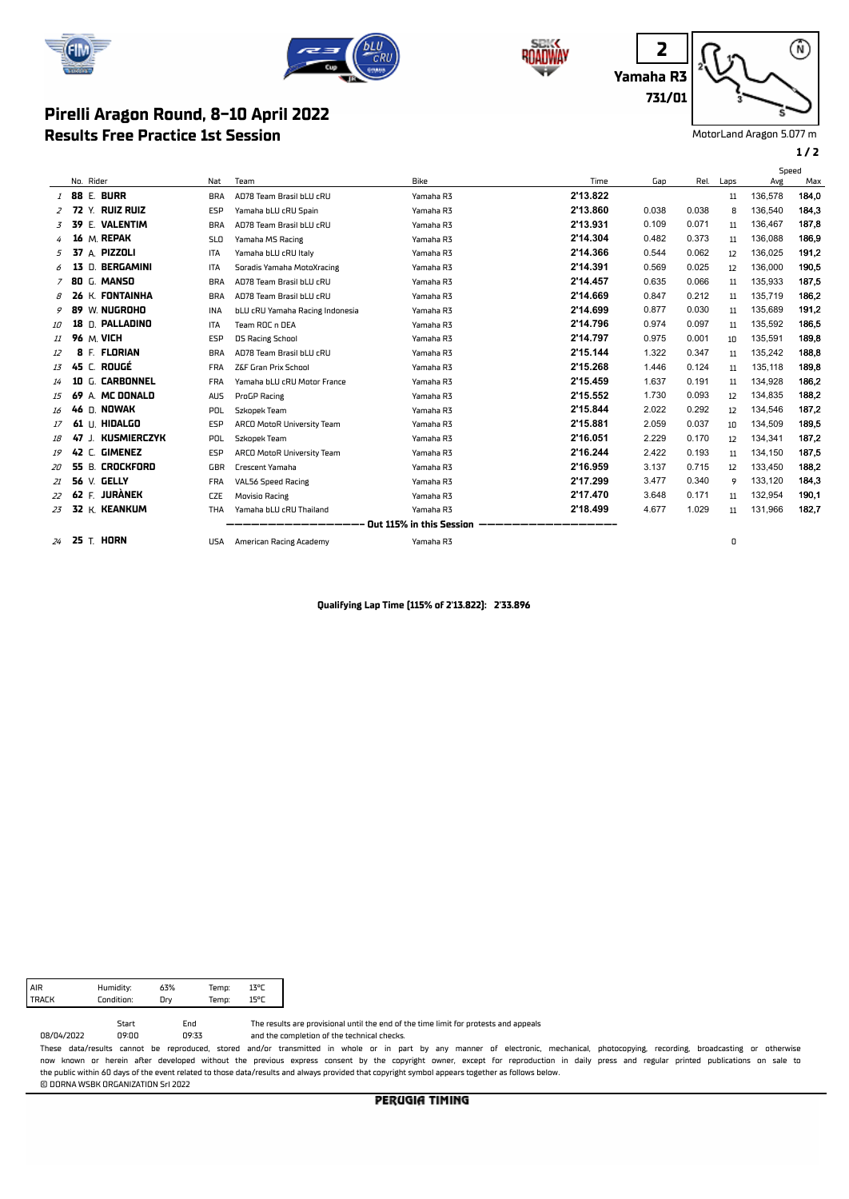2

**Yamaha R3**

**731/01**

MotorLand Aragon 5.077 m

# Pirelli Aragon Round, 8-10 April 2022
## Results Free Practice 1st Session

| | No. | Rider | Nat | Team | Bike | Time | Gap | Rel. | Laps | Speed Avg | Max |
|---|---|---|---|---|---|---|---|---|---|---|---|
| 1 | 88 | E. BURR | BRA | AD78 Team Brasil bLU cRU | Yamaha R3 | 2'13.822 | | | 11 | 136,578 | 184,0 |
| 2 | 72 | Y. RUIZ RUIZ | ESP | Yamaha bLU cRU Spain | Yamaha R3 | 2'13.860 | 0.038 | 0.038 | 8 | 136,540 | 184,3 |
| 3 | 39 | E. VALENTIM | BRA | AD78 Team Brasil bLU cRU | Yamaha R3 | 2'13.931 | 0.109 | 0.071 | 11 | 136,467 | 187,8 |
| 4 | 16 | M. REPAK | SLO | Yamaha MS Racing | Yamaha R3 | 2'14.304 | 0.482 | 0.373 | 11 | 136,088 | 186,9 |
| 5 | 37 | A. PIZZOLI | ITA | Yamaha bLU cRU Italy | Yamaha R3 | 2'14.366 | 0.544 | 0.062 | 12 | 136,025 | 191,2 |
| 6 | 13 | D. BERGAMINI | ITA | Soradis Yamaha MotoXracing | Yamaha R3 | 2'14.391 | 0.569 | 0.025 | 12 | 136,000 | 190,5 |
| 7 | 80 | G. MANSO | BRA | AD78 Team Brasil bLU cRU | Yamaha R3 | 2'14.457 | 0.635 | 0.066 | 11 | 135,933 | 187,5 |
| 8 | 26 | K. FONTAINHA | BRA | AD78 Team Brasil bLU cRU | Yamaha R3 | 2'14.669 | 0.847 | 0.212 | 11 | 135,719 | 186,2 |
| 9 | 89 | W. NUGROHO | INA | bLU cRU Yamaha Racing Indonesia | Yamaha R3 | 2'14.699 | 0.877 | 0.030 | 11 | 135,689 | 191,2 |
| 10 | 18 | D. PALLADINO | ITA | Team ROC n DEA | Yamaha R3 | 2'14.796 | 0.974 | 0.097 | 11 | 135,592 | 186,5 |
| 11 | 96 | M. VICH | ESP | DS Racing School | Yamaha R3 | 2'14.797 | 0.975 | 0.001 | 10 | 135,591 | 189,8 |
| 12 | 8 | F. FLORIAN | BRA | AD78 Team Brasil bLU cRU | Yamaha R3 | 2'15.144 | 1.322 | 0.347 | 11 | 135,242 | 188,8 |
| 13 | 45 | C. ROUGÉ | FRA | Z&F Gran Prix School | Yamaha R3 | 2'15.268 | 1.446 | 0.124 | 11 | 135,118 | 189,8 |
| 14 | 10 | G. CARBONNEL | FRA | Yamaha bLU cRU Motor France | Yamaha R3 | 2'15.459 | 1.637 | 0.191 | 11 | 134,928 | 186,2 |
| 15 | 69 | A. MC DONALD | AUS | ProGP Racing | Yamaha R3 | 2'15.552 | 1.730 | 0.093 | 12 | 134,835 | 188,2 |
| 16 | 46 | D. NOWAK | POL | Szkopek Team | Yamaha R3 | 2'15.844 | 2.022 | 0.292 | 12 | 134,546 | 187,2 |
| 17 | 61 | U. HIDALGO | ESP | ARCO MotoR University Team | Yamaha R3 | 2'15.881 | 2.059 | 0.037 | 10 | 134,509 | 189,5 |
| 18 | 47 | J. KUSMIERCZYK | POL | Szkopek Team | Yamaha R3 | 2'16.051 | 2.229 | 0.170 | 12 | 134,341 | 187,2 |
| 19 | 42 | C. GIMENEZ | ESP | ARCO MotoR University Team | Yamaha R3 | 2'16.244 | 2.422 | 0.193 | 11 | 134,150 | 187,5 |
| 20 | 55 | B. CROCKFORD | GBR | Crescent Yamaha | Yamaha R3 | 2'16.959 | 3.137 | 0.715 | 12 | 133,450 | 188,2 |
| 21 | 56 | V. GELLY | FRA | VAL56 Speed Racing | Yamaha R3 | 2'17.299 | 3.477 | 0.340 | 9 | 133,120 | 184,3 |
| 22 | 62 | F. JURÀNEK | CZE | Movisio Racing | Yamaha R3 | 2'17.470 | 3.648 | 0.171 | 11 | 132,954 | 190,1 |
| 23 | 32 | K. KEANKUM | THA | Yamaha bLU cRU Thailand | Yamaha R3 | 2'18.499 | 4.677 | 1.029 | 11 | 131,966 | 182,7 |
| | | | | ——— Out 115% in this Session ——— | | | | | | | |
| 24 | 25 | T. HORN | USA | American Racing Academy | Yamaha R3 | | | | 0 | | |

**Qualifying Lap Time (115% of 2'13.822): 2'33.896**

| AIR | Humidity: | 63% | Temp: | 13°C |
|---|---|---|---|---|
| TRACK | Condition: | Dry | Temp: | 15°C |

| | Start | End |
|---|---|---|
| 08/04/2022 | 09:00 | 09:33 |

The results are provisional until the end of the time limit for protests and appeals and the completion of the technical checks.

These data/results cannot be reproduced, stored and/or transmitted in whole or in part by any manner of electronic, mechanical, photocopying, recording, broadcasting or otherwise now known or herein after developed without the previous express consent by the copyright owner, except for reproduction in daily press and regular printed publications on sale to the public within 60 days of the event related to those data/results and always provided that copyright symbol appears together as follows below.
© DORNA WSBK ORGANIZATION Srl 2022

PERUGIA TIMING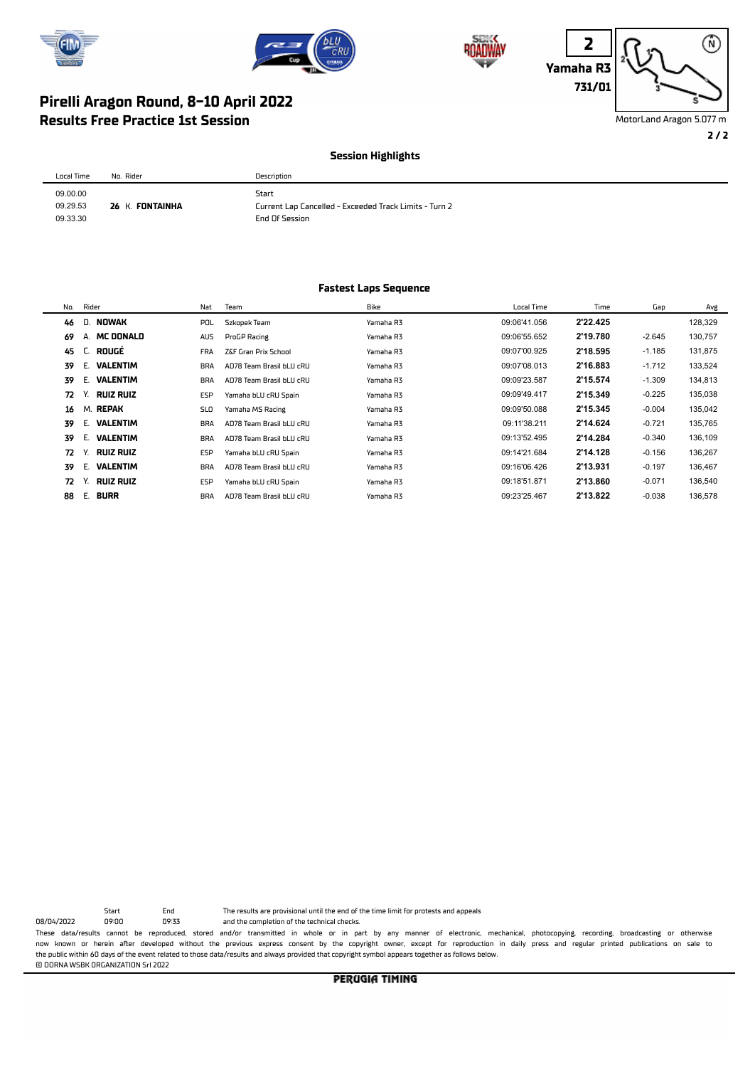# Pirelli Aragon Round, 8-10 April 2022
## Results Free Practice 1st Session

2
Yamaha R3
731/01

MotorLand Aragon 5.077 m

### Session Highlights

| Local Time | No. Rider | Description |
|---|---|---|
| 09.00.00 | | Start |
| 09.29.53 | **26** K. **FONTAINHA** | Current Lap Cancelled - Exceeded Track Limits - Turn 2 |
| 09.33.30 | | End Of Session |

### Fastest Laps Sequence

| No. | Rider | Nat | Team | Bike | Local Time | Time | Gap | Avg |
|---|---|---|---|---|---|---|---|---|
| **46** | D. **NOWAK** | POL | Szkopek Team | Yamaha R3 | 09:06'41.056 | **2'22.425** | | 128,329 |
| **69** | A. **MC DONALD** | AUS | ProGP Racing | Yamaha R3 | 09:06'55.652 | **2'19.780** | -2.645 | 130,757 |
| **45** | C. **ROUGÉ** | FRA | Z&F Gran Prix School | Yamaha R3 | 09:07'00.925 | **2'18.595** | -1.185 | 131,875 |
| **39** | E. **VALENTIM** | BRA | AD78 Team Brasil bLU cRU | Yamaha R3 | 09:07'08.013 | **2'16.883** | -1.712 | 133,524 |
| **39** | E. **VALENTIM** | BRA | AD78 Team Brasil bLU cRU | Yamaha R3 | 09:09'23.587 | **2'15.574** | -1.309 | 134,813 |
| **72** | Y. **RUIZ RUIZ** | ESP | Yamaha bLU cRU Spain | Yamaha R3 | 09:09'49.417 | **2'15.349** | -0.225 | 135,038 |
| **16** | M. **REPAK** | SLO | Yamaha MS Racing | Yamaha R3 | 09:09'50.088 | **2'15.345** | -0.004 | 135,042 |
| **39** | E. **VALENTIM** | BRA | AD78 Team Brasil bLU cRU | Yamaha R3 | 09:11'38.211 | **2'14.624** | -0.721 | 135,765 |
| **39** | E. **VALENTIM** | BRA | AD78 Team Brasil bLU cRU | Yamaha R3 | 09:13'52.495 | **2'14.284** | -0.340 | 136,109 |
| **72** | Y. **RUIZ RUIZ** | ESP | Yamaha bLU cRU Spain | Yamaha R3 | 09:14'21.684 | **2'14.128** | -0.156 | 136,267 |
| **39** | E. **VALENTIM** | BRA | AD78 Team Brasil bLU cRU | Yamaha R3 | 09:16'06.426 | **2'13.931** | -0.197 | 136,467 |
| **72** | Y. **RUIZ RUIZ** | ESP | Yamaha bLU cRU Spain | Yamaha R3 | 09:18'51.871 | **2'13.860** | -0.071 | 136,540 |
| **88** | E. **BURR** | BRA | AD78 Team Brasil bLU cRU | Yamaha R3 | 09:23'25.467 | **2'13.822** | -0.038 | 136,578 |

| | Start | End | |
|---|---|---|---|
| 08/04/2022 | 09:00 | 09:33 | The results are provisional until the end of the time limit for protests and appeals and the completion of the technical checks. |

These data/results cannot be reproduced, stored and/or transmitted in whole or in part by any manner of electronic, mechanical, photocopying, recording, broadcasting or otherwise now known or herein after developed without the previous express consent by the copyright owner, except for reproduction in daily press and regular printed publications on sale to the public within 60 days of the event related to those data/results and always provided that copyright symbol appears together as follows below.
© DORNA WSBK ORGANIZATION Srl 2022

PERUGIA TIMING